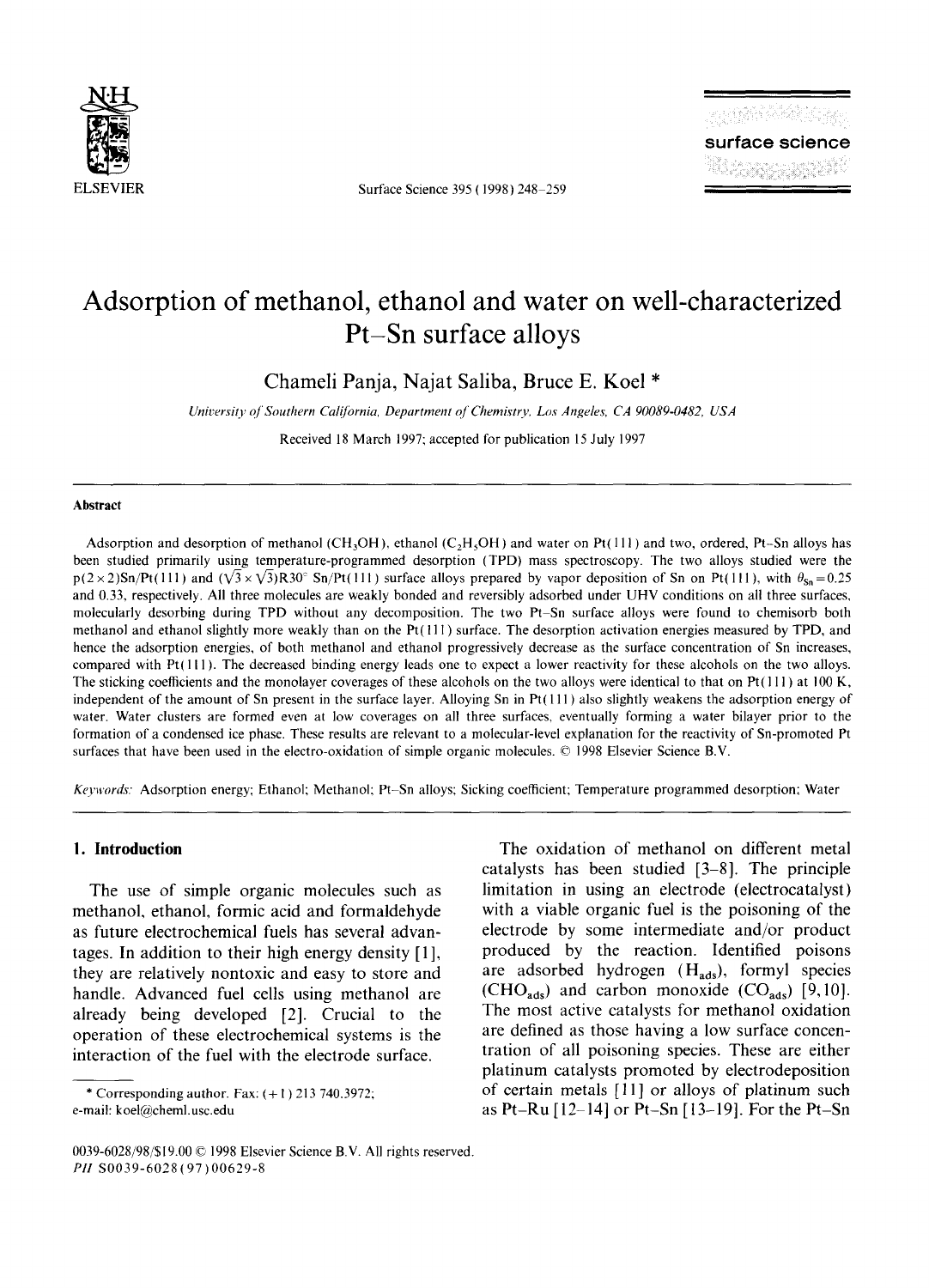# Adsorption of methanol, ethanol and water on well-characterized Pt–Sn surface alloys

Chameli Panja, Najat Saliba, Bruce E. Koel *

*University of Southern California, Department of Chemistry, Los Angeles, CA 90089-0482, USA*

Received 18 March 1997; accepted for publication 15 July 1997

## Abstract

Adsorption and desorption of methanol ($CH_3OH$), ethanol ($C_2H_5OH$) and water on Pt(111) and two, ordered, Pt–Sn alloys has been studied primarily using temperature-programmed desorption (TPD) mass spectroscopy. The two alloys studied were the p(2×2)Sn/Pt(111) and $(\sqrt{3}\times\sqrt{3})R30°$ Sn/Pt(111) surface alloys prepared by vapor deposition of Sn on Pt(111), with $\theta_{Sn}=0.25$ and 0.33, respectively. All three molecules are weakly bonded and reversibly adsorbed under UHV conditions on all three surfaces, molecularly desorbing during TPD without any decomposition. The two Pt–Sn surface alloys were found to chemisorb both methanol and ethanol slightly more weakly than on the Pt(111) surface. The desorption activation energies measured by TPD, and hence the adsorption energies, of both methanol and ethanol progressively decrease as the surface concentration of Sn increases, compared with Pt(111). The decreased binding energy leads one to expect a lower reactivity for these alcohols on the two alloys. The sticking coefficients and the monolayer coverages of these alcohols on the two alloys were identical to that on Pt(111) at 100 K, independent of the amount of Sn present in the surface layer. Alloying Sn in Pt(111) also slightly weakens the adsorption energy of water. Water clusters are formed even at low coverages on all three surfaces, eventually forming a water bilayer prior to the formation of a condensed ice phase. These results are relevant to a molecular-level explanation for the reactivity of Sn-promoted Pt surfaces that have been used in the electro-oxidation of simple organic molecules. © 1998 Elsevier Science B.V.

*Keywords:* Adsorption energy; Ethanol; Methanol; Pt–Sn alloys; Sicking coefficient; Temperature programmed desorption; Water

## 1. Introduction

The use of simple organic molecules such as methanol, ethanol, formic acid and formaldehyde as future electrochemical fuels has several advantages. In addition to their high energy density [1], they are relatively nontoxic and easy to store and handle. Advanced fuel cells using methanol are already being developed [2]. Crucial to the operation of these electrochemical systems is the interaction of the fuel with the electrode surface.

The oxidation of methanol on different metal catalysts has been studied [3–8]. The principle limitation in using an electrode (electrocatalyst) with a viable organic fuel is the poisoning of the electrode by some intermediate and/or product produced by the reaction. Identified poisons are adsorbed hydrogen ($H_{ads}$), formyl species ($CHO_{ads}$) and carbon monoxide ($CO_{ads}$) [9,10]. The most active catalysts for methanol oxidation are defined as those having a low surface concentration of all poisoning species. These are either platinum catalysts promoted by electrodeposition of certain metals [11] or alloys of platinum such as Pt–Ru [12–14] or Pt–Sn [13–19]. For the Pt–Sn

---

* Corresponding author. Fax: (+1) 213 740.3972; e-mail: koel@chem1.usc.edu

0039-6028/98/$19.00 © 1998 Elsevier Science B.V. All rights reserved.
*PII* S0039-6028(97)00629-8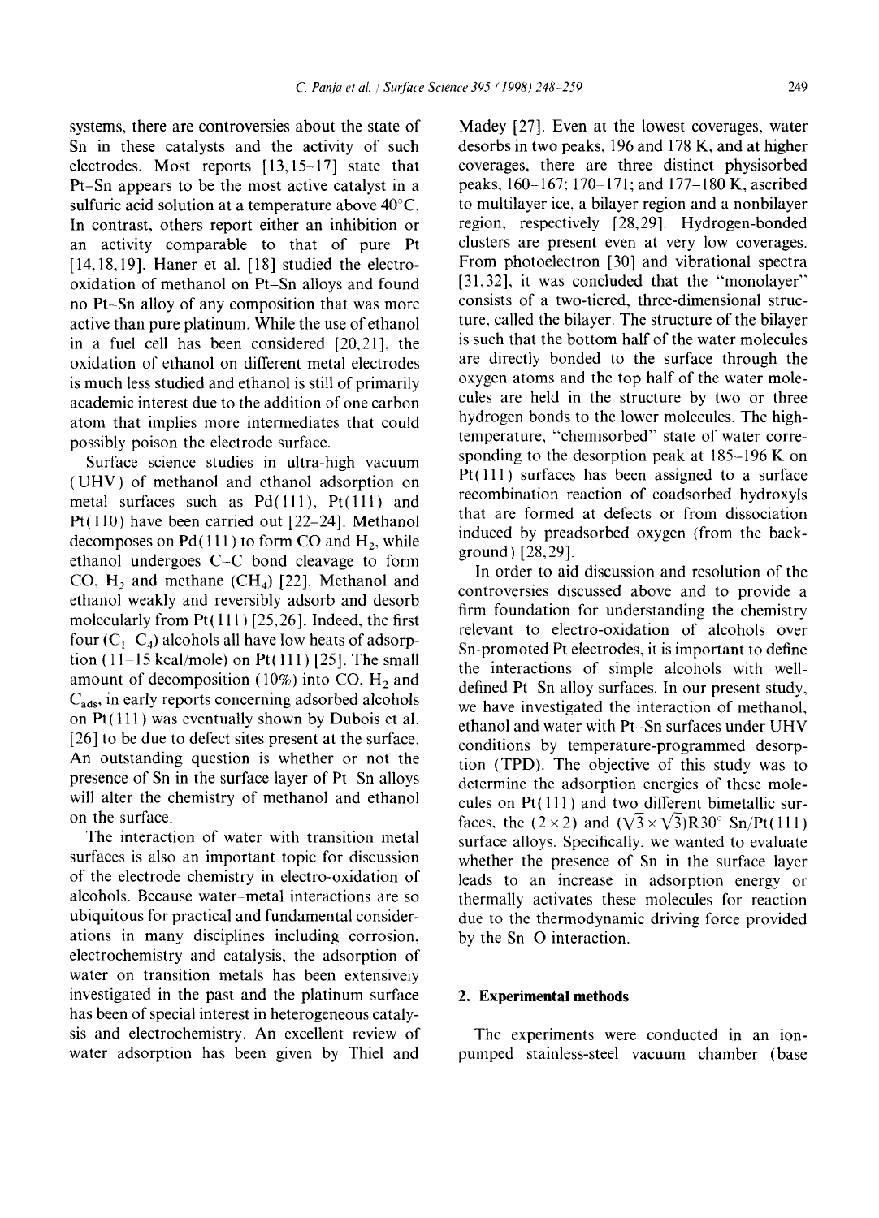systems, there are controversies about the state of Sn in these catalysts and the activity of such electrodes. Most reports [13,15–17] state that Pt–Sn appears to be the most active catalyst in a sulfuric acid solution at a temperature above 40°C. In contrast, others report either an inhibition or an activity comparable to that of pure Pt [14,18,19]. Haner et al. [18] studied the electro-oxidation of methanol on Pt–Sn alloys and found no Pt–Sn alloy of any composition that was more active than pure platinum. While the use of ethanol in a fuel cell has been considered [20,21], the oxidation of ethanol on different metal electrodes is much less studied and ethanol is still of primarily academic interest due to the addition of one carbon atom that implies more intermediates that could possibly poison the electrode surface.

Surface science studies in ultra-high vacuum (UHV) of methanol and ethanol adsorption on metal surfaces such as Pd(111), Pt(111) and Pt(110) have been carried out [22–24]. Methanol decomposes on Pd(111) to form CO and $H_2$, while ethanol undergoes C–C bond cleavage to form CO, $H_2$ and methane ($CH_4$) [22]. Methanol and ethanol weakly and reversibly adsorb and desorb molecularly from Pt(111) [25,26]. Indeed, the first four ($C_1$–$C_4$) alcohols all have low heats of adsorption (11–15 kcal/mole) on Pt(111) [25]. The small amount of decomposition (10%) into CO, $H_2$ and $C_{ads}$, in early reports concerning adsorbed alcohols on Pt(111) was eventually shown by Dubois et al. [26] to be due to defect sites present at the surface. An outstanding question is whether or not the presence of Sn in the surface layer of Pt–Sn alloys will alter the chemistry of methanol and ethanol on the surface.

The interaction of water with transition metal surfaces is also an important topic for discussion of the electrode chemistry in electro-oxidation of alcohols. Because water–metal interactions are so ubiquitous for practical and fundamental considerations in many disciplines including corrosion, electrochemistry and catalysis, the adsorption of water on transition metals has been extensively investigated in the past and the platinum surface has been of special interest in heterogeneous catalysis and electrochemistry. An excellent review of water adsorption has been given by Thiel and Madey [27]. Even at the lowest coverages, water desorbs in two peaks, 196 and 178 K, and at higher coverages, there are three distinct physisorbed peaks, 160–167; 170–171; and 177–180 K, ascribed to multilayer ice, a bilayer region and a nonbilayer region, respectively [28,29]. Hydrogen-bonded clusters are present even at very low coverages. From photoelectron [30] and vibrational spectra [31,32], it was concluded that the "monolayer" consists of a two-tiered, three-dimensional structure, called the bilayer. The structure of the bilayer is such that the bottom half of the water molecules are directly bonded to the surface through the oxygen atoms and the top half of the water molecules are held in the structure by two or three hydrogen bonds to the lower molecules. The high-temperature, "chemisorbed" state of water corresponding to the desorption peak at 185–196 K on Pt(111) surfaces has been assigned to a surface recombination reaction of coadsorbed hydroxyls that are formed at defects or from dissociation induced by preadsorbed oxygen (from the background) [28,29].

In order to aid discussion and resolution of the controversies discussed above and to provide a firm foundation for understanding the chemistry relevant to electro-oxidation of alcohols over Sn-promoted Pt electrodes, it is important to define the interactions of simple alcohols with well-defined Pt–Sn alloy surfaces. In our present study, we have investigated the interaction of methanol, ethanol and water with Pt–Sn surfaces under UHV conditions by temperature-programmed desorption (TPD). The objective of this study was to determine the adsorption energies of these molecules on Pt(111) and two different bimetallic surfaces, the $(2\times2)$ and $(\sqrt{3}\times\sqrt{3})R30°$ Sn/Pt(111) surface alloys. Specifically, we wanted to evaluate whether the presence of Sn in the surface layer leads to an increase in adsorption energy or thermally activates these molecules for reaction due to the thermodynamic driving force provided by the Sn–O interaction.

## 2. Experimental methods

The experiments were conducted in an ion-pumped stainless-steel vacuum chamber (base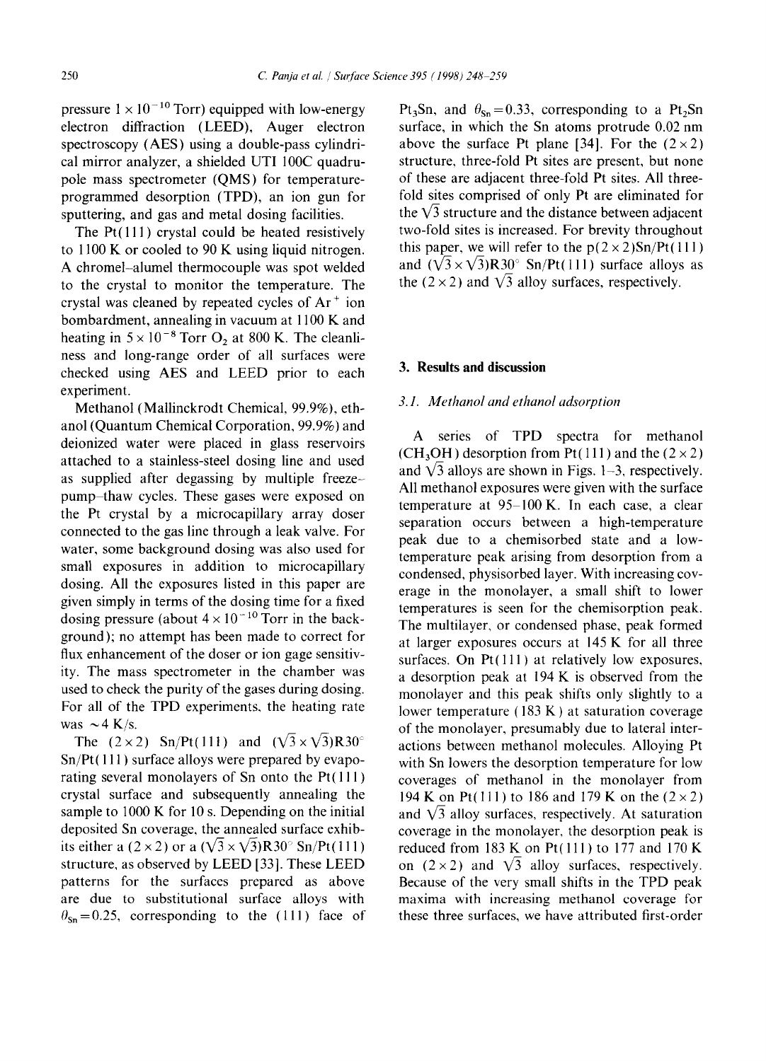pressure $1 \times 10^{-10}$ Torr) equipped with low-energy electron diffraction (LEED), Auger electron spectroscopy (AES) using a double-pass cylindrical mirror analyzer, a shielded UTI 100C quadrupole mass spectrometer (QMS) for temperature-programmed desorption (TPD), an ion gun for sputtering, and gas and metal dosing facilities.

The Pt(111) crystal could be heated resistively to 1100 K or cooled to 90 K using liquid nitrogen. A chromel–alumel thermocouple was spot welded to the crystal to monitor the temperature. The crystal was cleaned by repeated cycles of $Ar^+$ ion bombardment, annealing in vacuum at 1100 K and heating in $5 \times 10^{-8}$ Torr $O_2$ at 800 K. The cleanliness and long-range order of all surfaces were checked using AES and LEED prior to each experiment.

Methanol (Mallinckrodt Chemical, 99.9%), ethanol (Quantum Chemical Corporation, 99.9%) and deionized water were placed in glass reservoirs attached to a stainless-steel dosing line and used as supplied after degassing by multiple freeze–pump–thaw cycles. These gases were exposed on the Pt crystal by a microcapillary array doser connected to the gas line through a leak valve. For water, some background dosing was also used for small exposures in addition to microcapillary dosing. All the exposures listed in this paper are given simply in terms of the dosing time for a fixed dosing pressure (about $4 \times 10^{-10}$ Torr in the background); no attempt has been made to correct for flux enhancement of the doser or ion gage sensitivity. The mass spectrometer in the chamber was used to check the purity of the gases during dosing. For all of the TPD experiments, the heating rate was ~4 K/s.

The (2×2) Sn/Pt(111) and $(\sqrt{3} \times \sqrt{3})R30°$ Sn/Pt(111) surface alloys were prepared by evaporating several monolayers of Sn onto the Pt(111) crystal surface and subsequently annealing the sample to 1000 K for 10 s. Depending on the initial deposited Sn coverage, the annealed surface exhibits either a (2×2) or a $(\sqrt{3} \times \sqrt{3})R30°$ Sn/Pt(111) structure, as observed by LEED [33]. These LEED patterns for the surfaces prepared as above are due to substitutional surface alloys with $\theta_{Sn} = 0.25$, corresponding to the (111) face of $Pt_3Sn$, and $\theta_{Sn} = 0.33$, corresponding to a $Pt_2Sn$ surface, in which the Sn atoms protrude 0.02 nm above the surface Pt plane [34]. For the (2×2) structure, three-fold Pt sites are present, but none of these are adjacent three-fold Pt sites. All three-fold sites comprised of only Pt are eliminated for the $\sqrt{3}$ structure and the distance between adjacent two-fold sites is increased. For brevity throughout this paper, we will refer to the p(2×2)Sn/Pt(111) and $(\sqrt{3} \times \sqrt{3})R30°$ Sn/Pt(111) surface alloys as the (2×2) and $\sqrt{3}$ alloy surfaces, respectively.

## 3. Results and discussion

### 3.1. Methanol and ethanol adsorption

A series of TPD spectra for methanol ($CH_3OH$) desorption from Pt(111) and the (2×2) and $\sqrt{3}$ alloys are shown in Figs. 1–3, respectively. All methanol exposures were given with the surface temperature at 95–100 K. In each case, a clear separation occurs between a high-temperature peak due to a chemisorbed state and a low-temperature peak arising from desorption from a condensed, physisorbed layer. With increasing coverage in the monolayer, a small shift to lower temperatures is seen for the chemisorption peak. The multilayer, or condensed phase, peak formed at larger exposures occurs at 145 K for all three surfaces. On Pt(111) at relatively low exposures, a desorption peak at 194 K is observed from the monolayer and this peak shifts only slightly to a lower temperature (183 K) at saturation coverage of the monolayer, presumably due to lateral interactions between methanol molecules. Alloying Pt with Sn lowers the desorption temperature for low coverages of methanol in the monolayer from 194 K on Pt(111) to 186 and 179 K on the (2×2) and $\sqrt{3}$ alloy surfaces, respectively. At saturation coverage in the monolayer, the desorption peak is reduced from 183 K on Pt(111) to 177 and 170 K on (2×2) and $\sqrt{3}$ alloy surfaces, respectively. Because of the very small shifts in the TPD peak maxima with increasing methanol coverage for these three surfaces, we have attributed first-order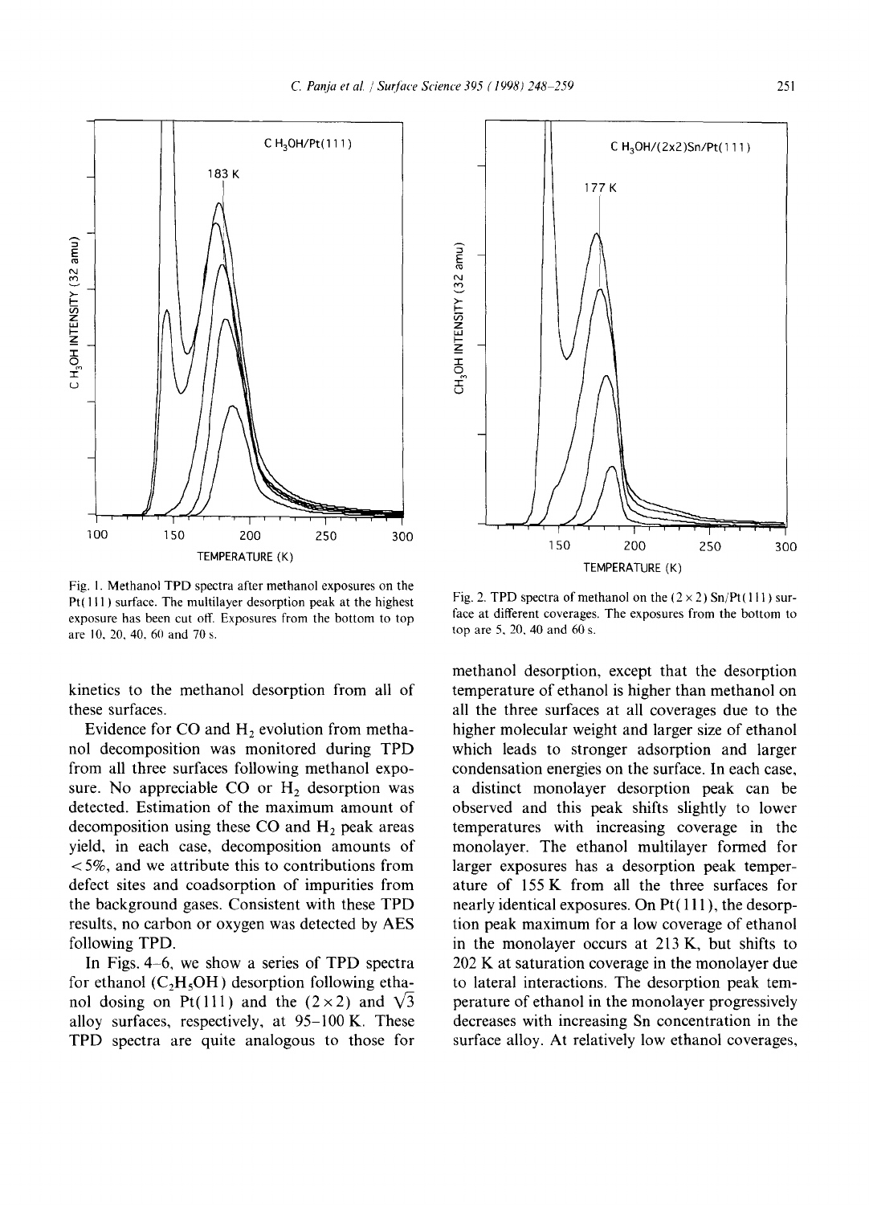Fig. 1. Methanol TPD spectra after methanol exposures on the Pt(111) surface. The multilayer desorption peak at the highest exposure has been cut off. Exposures from the bottom to top are 10, 20, 40, 60 and 70 s.

Fig. 2. TPD spectra of methanol on the (2 × 2) Sn/Pt(111) surface at different coverages. The exposures from the bottom to top are 5, 20, 40 and 60 s.

kinetics to the methanol desorption from all of these surfaces.

Evidence for CO and $H_2$ evolution from methanol decomposition was monitored during TPD from all three surfaces following methanol exposure. No appreciable CO or $H_2$ desorption was detected. Estimation of the maximum amount of decomposition using these CO and $H_2$ peak areas yield, in each case, decomposition amounts of <5%, and we attribute this to contributions from defect sites and coadsorption of impurities from the background gases. Consistent with these TPD results, no carbon or oxygen was detected by AES following TPD.

In Figs. 4–6, we show a series of TPD spectra for ethanol ($C_2H_5OH$) desorption following ethanol dosing on Pt(111) and the (2×2) and $\sqrt{3}$ alloy surfaces, respectively, at 95–100 K. These TPD spectra are quite analogous to those for methanol desorption, except that the desorption temperature of ethanol is higher than methanol on all the three surfaces at all coverages due to the higher molecular weight and larger size of ethanol which leads to stronger adsorption and larger condensation energies on the surface. In each case, a distinct monolayer desorption peak can be observed and this peak shifts slightly to lower temperatures with increasing coverage in the monolayer. The ethanol multilayer formed for larger exposures has a desorption peak temperature of 155 K from all the three surfaces for nearly identical exposures. On Pt(111), the desorption peak maximum for a low coverage of ethanol in the monolayer occurs at 213 K, but shifts to 202 K at saturation coverage in the monolayer due to lateral interactions. The desorption peak temperature of ethanol in the monolayer progressively decreases with increasing Sn concentration in the surface alloy. At relatively low ethanol coverages,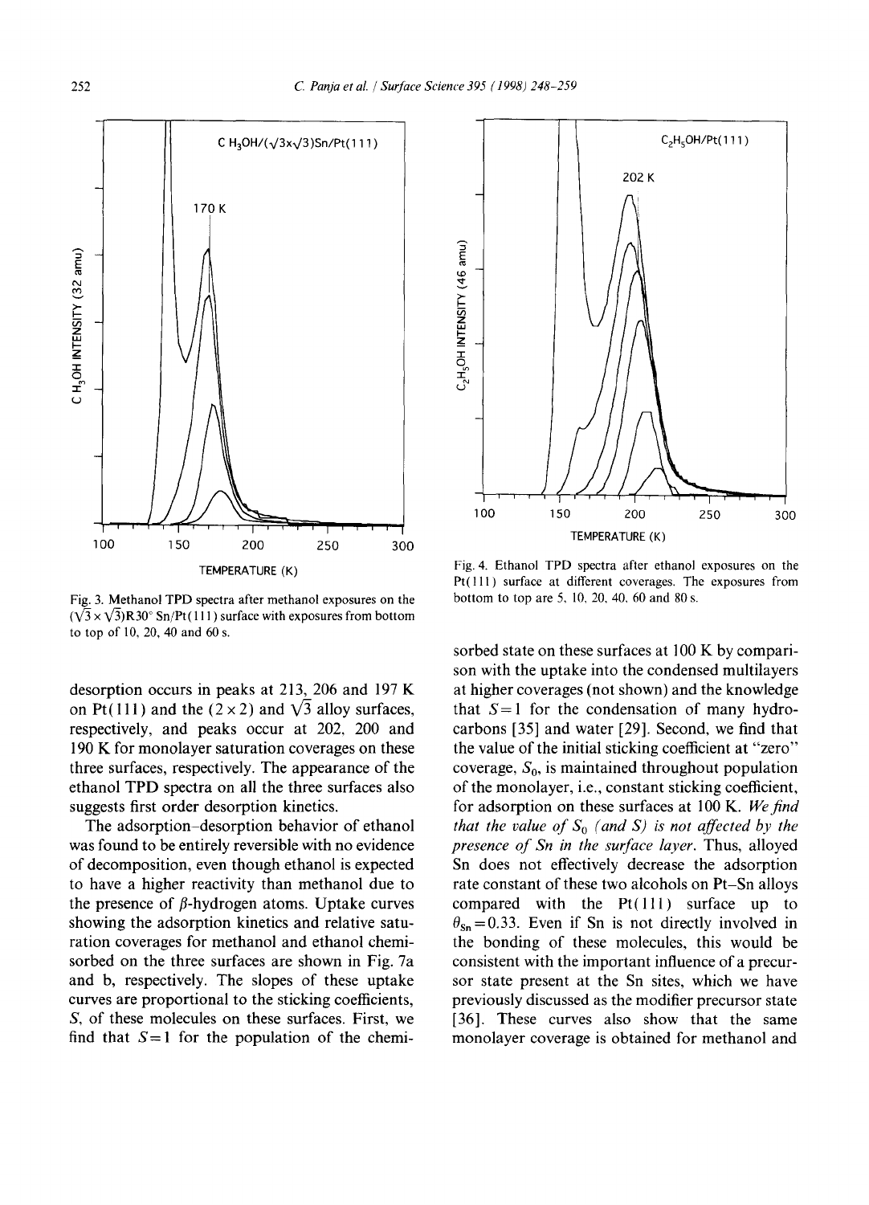Fig. 3. Methanol TPD spectra after methanol exposures on the $(\sqrt{3} \times \sqrt{3})R30°$ Sn/Pt(111) surface with exposures from bottom to top of 10, 20, 40 and 60 s.

Fig. 4. Ethanol TPD spectra after ethanol exposures on the Pt(111) surface at different coverages. The exposures from bottom to top are 5, 10, 20, 40, 60 and 80 s.

desorption occurs in peaks at 213, 206 and 197 K on Pt(111) and the (2 × 2) and $\sqrt{3}$ alloy surfaces, respectively, and peaks occur at 202, 200 and 190 K for monolayer saturation coverages on these three surfaces, respectively. The appearance of the ethanol TPD spectra on all the three surfaces also suggests first order desorption kinetics.

The adsorption–desorption behavior of ethanol was found to be entirely reversible with no evidence of decomposition, even though ethanol is expected to have a higher reactivity than methanol due to the presence of β-hydrogen atoms. Uptake curves showing the adsorption kinetics and relative saturation coverages for methanol and ethanol chemisorbed on the three surfaces are shown in Fig. 7a and b, respectively. The slopes of these uptake curves are proportional to the sticking coefficients, $S$, of these molecules on these surfaces. First, we find that $S = 1$ for the population of the chemisorbed state on these surfaces at 100 K by comparison with the uptake into the condensed multilayers at higher coverages (not shown) and the knowledge that $S = 1$ for the condensation of many hydrocarbons [35] and water [29]. Second, we find that the value of the initial sticking coefficient at "zero" coverage, $S_0$, is maintained throughout population of the monolayer, i.e., constant sticking coefficient, for adsorption on these surfaces at 100 K. *We find that the value of $S_0$ (and $S$) is not affected by the presence of Sn in the surface layer.* Thus, alloyed Sn does not effectively decrease the adsorption rate constant of these two alcohols on Pt–Sn alloys compared with the Pt(111) surface up to $\theta_{Sn} = 0.33$. Even if Sn is not directly involved in the bonding of these molecules, this would be consistent with the important influence of a precursor state present at the Sn sites, which we have previously discussed as the modifier precursor state [36]. These curves also show that the same monolayer coverage is obtained for methanol and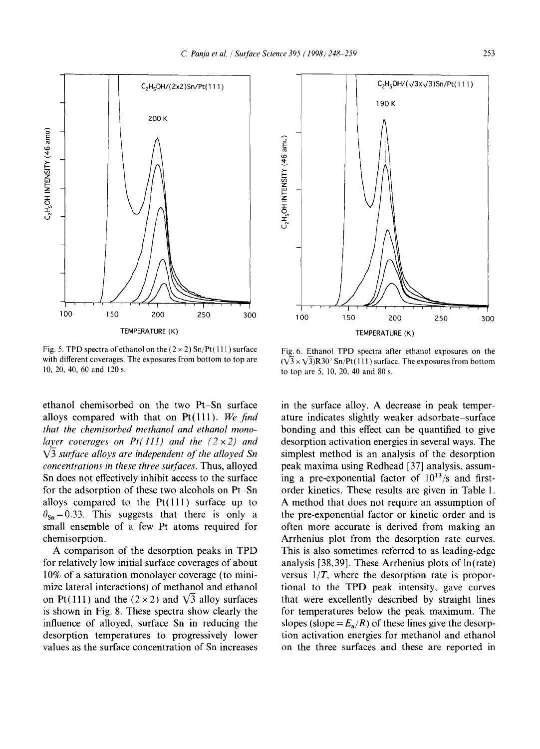Fig. 5. TPD spectra of ethanol on the (2 × 2) Sn/Pt(111) surface with different coverages. The exposures from bottom to top are 10, 20, 40, 60 and 120 s.

Fig. 6. Ethanol TPD spectra after ethanol exposures on the ($\sqrt{3} \times \sqrt{3}$)R30° Sn/Pt(111) surface. The exposures from bottom to top are 5, 10, 20, 40 and 80 s.

ethanol chemisorbed on the two Pt–Sn surface alloys compared with that on Pt(111). *We find that the chemisorbed methanol and ethanol monolayer coverages on Pt(111) and the (2 × 2) and $\sqrt{3}$ surface alloys are independent of the alloyed Sn concentrations in these three surfaces.* Thus, alloyed Sn does not effectively inhibit access to the surface for the adsorption of these two alcohols on Pt–Sn alloys compared to the Pt(111) surface up to $\theta_{Sn} = 0.33$. This suggests that there is only a small ensemble of a few Pt atoms required for chemisorption.

A comparison of the desorption peaks in TPD for relatively low initial surface coverages of about 10% of a saturation monolayer coverage (to minimize lateral interactions) of methanol and ethanol on Pt(111) and the (2 × 2) and $\sqrt{3}$ alloy surfaces is shown in Fig. 8. These spectra show clearly the influence of alloyed, surface Sn in reducing the desorption temperatures to progressively lower values as the surface concentration of Sn increases in the surface alloy. A decrease in peak temperature indicates slightly weaker adsorbate–surface bonding and this effect can be quantified to give desorption activation energies in several ways. The simplest method is an analysis of the desorption peak maxima using Redhead [37] analysis, assuming a pre-exponential factor of $10^{13}$/s and first-order kinetics. These results are given in Table 1. A method that does not require an assumption of the pre-exponential factor or kinetic order and is often more accurate is derived from making an Arrhenius plot from the desorption rate curves. This is also sometimes referred to as leading-edge analysis [38,39]. These Arrhenius plots of ln(rate) versus $1/T$, where the desorption rate is proportional to the TPD peak intensity, gave curves that were excellently described by straight lines for temperatures below the peak maximum. The slopes (slope $= E_a/R$) of these lines give the desorption activation energies for methanol and ethanol on the three surfaces and these are reported in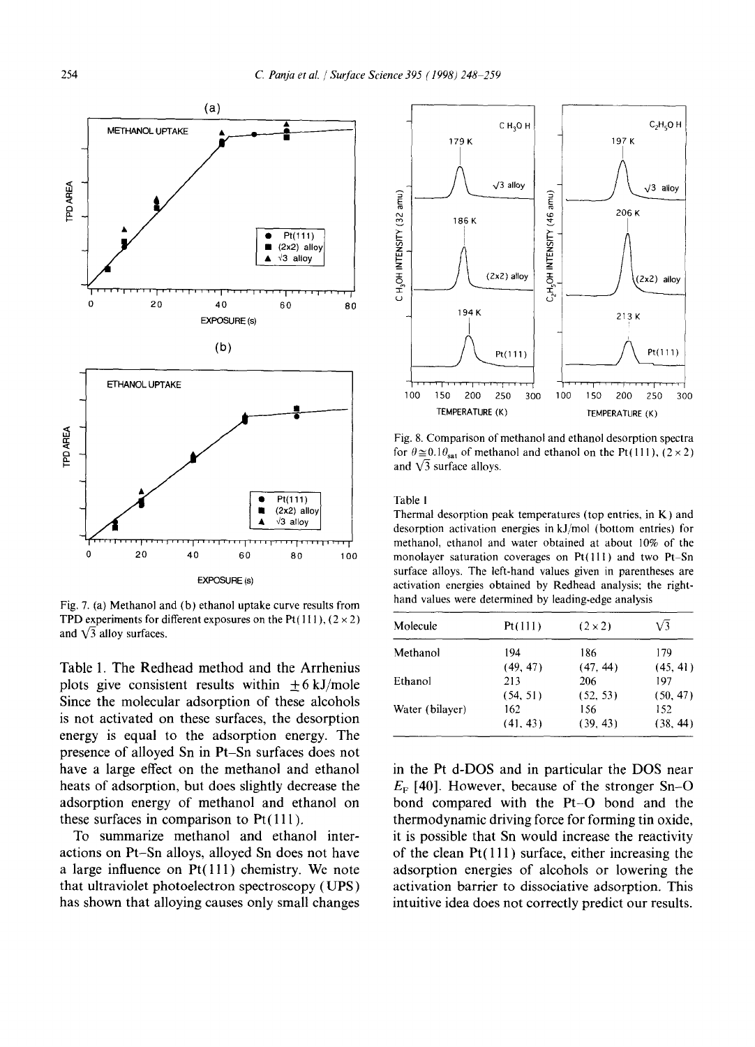Fig. 7. (a) Methanol and (b) ethanol uptake curve results from TPD experiments for different exposures on the Pt(111), (2×2) and $\sqrt{3}$ alloy surfaces.

Table 1. The Redhead method and the Arrhenius plots give consistent results within ±6 kJ/mole Since the molecular adsorption of these alcohols is not activated on these surfaces, the desorption energy is equal to the adsorption energy. The presence of alloyed Sn in Pt–Sn surfaces does not have a large effect on the methanol and ethanol heats of adsorption, but does slightly decrease the adsorption energy of methanol and ethanol on these surfaces in comparison to Pt(111).

To summarize methanol and ethanol interactions on Pt–Sn alloys, alloyed Sn does not have a large influence on Pt(111) chemistry. We note that ultraviolet photoelectron spectroscopy (UPS) has shown that alloying causes only small changes in the Pt d-DOS and in particular the DOS near $E_F$ [40]. However, because of the stronger Sn–O bond compared with the Pt–O bond and the thermodynamic driving force for forming tin oxide, it is possible that Sn would increase the reactivity of the clean Pt(111) surface, either increasing the adsorption energies of alcohols or lowering the activation barrier to dissociative adsorption. This intuitive idea does not correctly predict our results.

Fig. 8. Comparison of methanol and ethanol desorption spectra for $\theta \cong 0.1\theta_{sat}$ of methanol and ethanol on the Pt(111), (2×2) and $\sqrt{3}$ surface alloys.

Table 1

Thermal desorption peak temperatures (top entries, in K) and desorption activation energies in kJ/mol (bottom entries) for methanol, ethanol and water obtained at about 10% of the monolayer saturation coverages on Pt(111) and two Pt–Sn surface alloys. The left-hand values given in parentheses are activation energies obtained by Redhead analysis; the right-hand values were determined by leading-edge analysis

| Molecule | Pt(111) | (2×2) | $\sqrt{3}$ |
|---|---|---|---|
| Methanol | 194 | 186 | 179 |
| | (49, 47) | (47, 44) | (45, 41) |
| Ethanol | 213 | 206 | 197 |
| | (54, 51) | (52, 53) | (50, 47) |
| Water (bilayer) | 162 | 156 | 152 |
| | (41, 43) | (39, 43) | (38, 44) |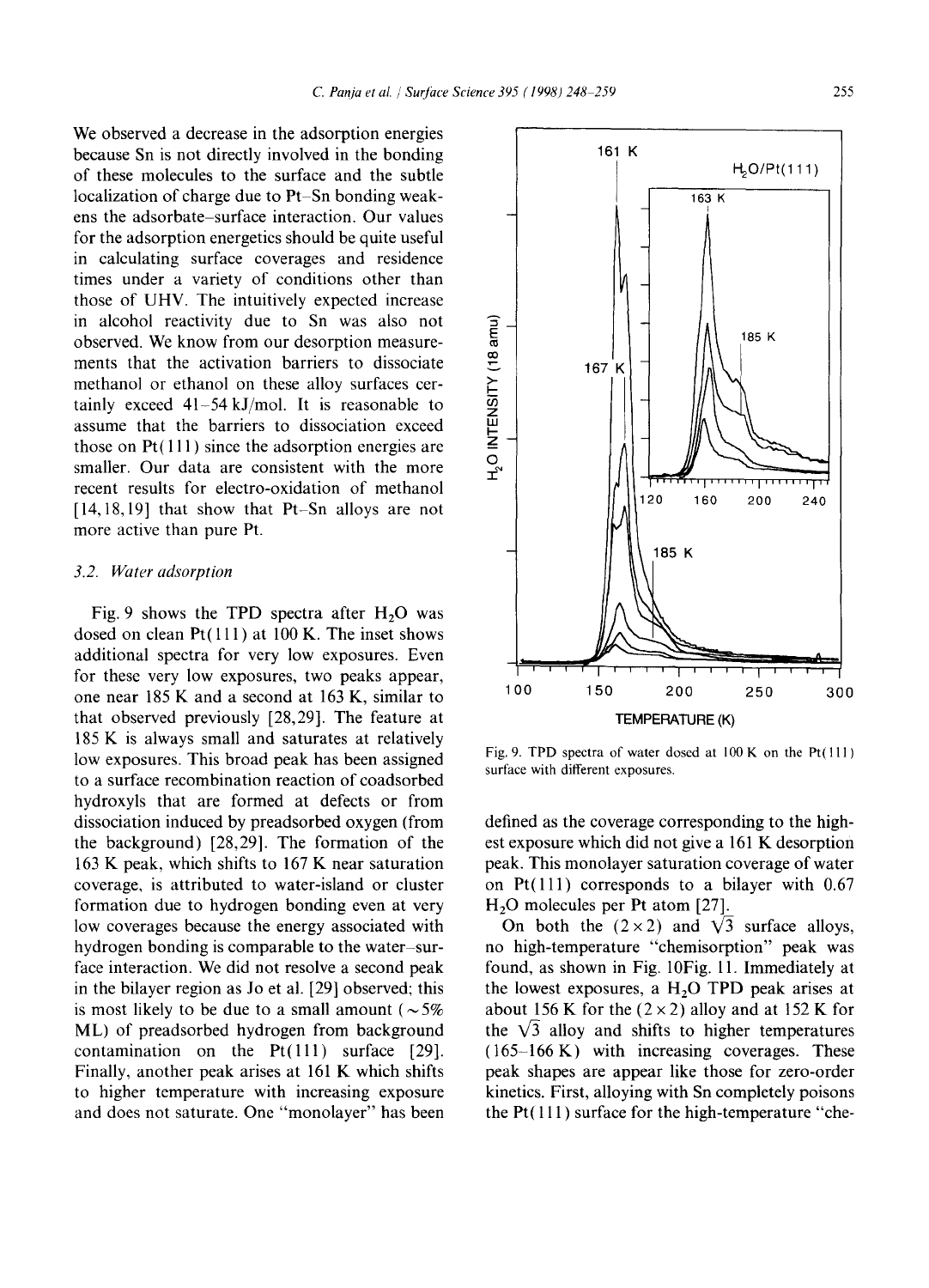We observed a decrease in the adsorption energies because Sn is not directly involved in the bonding of these molecules to the surface and the subtle localization of charge due to Pt–Sn bonding weakens the adsorbate–surface interaction. Our values for the adsorption energetics should be quite useful in calculating surface coverages and residence times under a variety of conditions other than those of UHV. The intuitively expected increase in alcohol reactivity due to Sn was also not observed. We know from our desorption measurements that the activation barriers to dissociate methanol or ethanol on these alloy surfaces certainly exceed 41–54 kJ/mol. It is reasonable to assume that the barriers to dissociation exceed those on Pt(111) since the adsorption energies are smaller. Our data are consistent with the more recent results for electro-oxidation of methanol [14,18,19] that show that Pt–Sn alloys are not more active than pure Pt.

### *3.2. Water adsorption*

Fig. 9 shows the TPD spectra after $H_2O$ was dosed on clean Pt(111) at 100 K. The inset shows additional spectra for very low exposures. Even for these very low exposures, two peaks appear, one near 185 K and a second at 163 K, similar to that observed previously [28,29]. The feature at 185 K is always small and saturates at relatively low exposures. This broad peak has been assigned to a surface recombination reaction of coadsorbed hydroxyls that are formed at defects or from dissociation induced by preadsorbed oxygen (from the background) [28,29]. The formation of the 163 K peak, which shifts to 167 K near saturation coverage, is attributed to water-island or cluster formation due to hydrogen bonding even at very low coverages because the energy associated with hydrogen bonding is comparable to the water–surface interaction. We did not resolve a second peak in the bilayer region as Jo et al. [29] observed; this is most likely to be due to a small amount (~5% ML) of preadsorbed hydrogen from background contamination on the Pt(111) surface [29]. Finally, another peak arises at 161 K which shifts to higher temperature with increasing exposure and does not saturate. One "monolayer" has been defined as the coverage corresponding to the highest exposure which did not give a 161 K desorption peak. This monolayer saturation coverage of water on Pt(111) corresponds to a bilayer with 0.67 $H_2O$ molecules per Pt atom [27].

Fig. 9. TPD spectra of water dosed at 100 K on the Pt(111) surface with different exposures.

On both the (2×2) and $\sqrt{3}$ surface alloys, no high-temperature "chemisorption" peak was found, as shown in Fig. 10Fig. 11. Immediately at the lowest exposures, a $H_2O$ TPD peak arises at about 156 K for the (2×2) alloy and at 152 K for the $\sqrt{3}$ alloy and shifts to higher temperatures (165–166 K) with increasing coverages. These peak shapes are appear like those for zero-order kinetics. First, alloying with Sn completely poisons the Pt(111) surface for the high-temperature "che-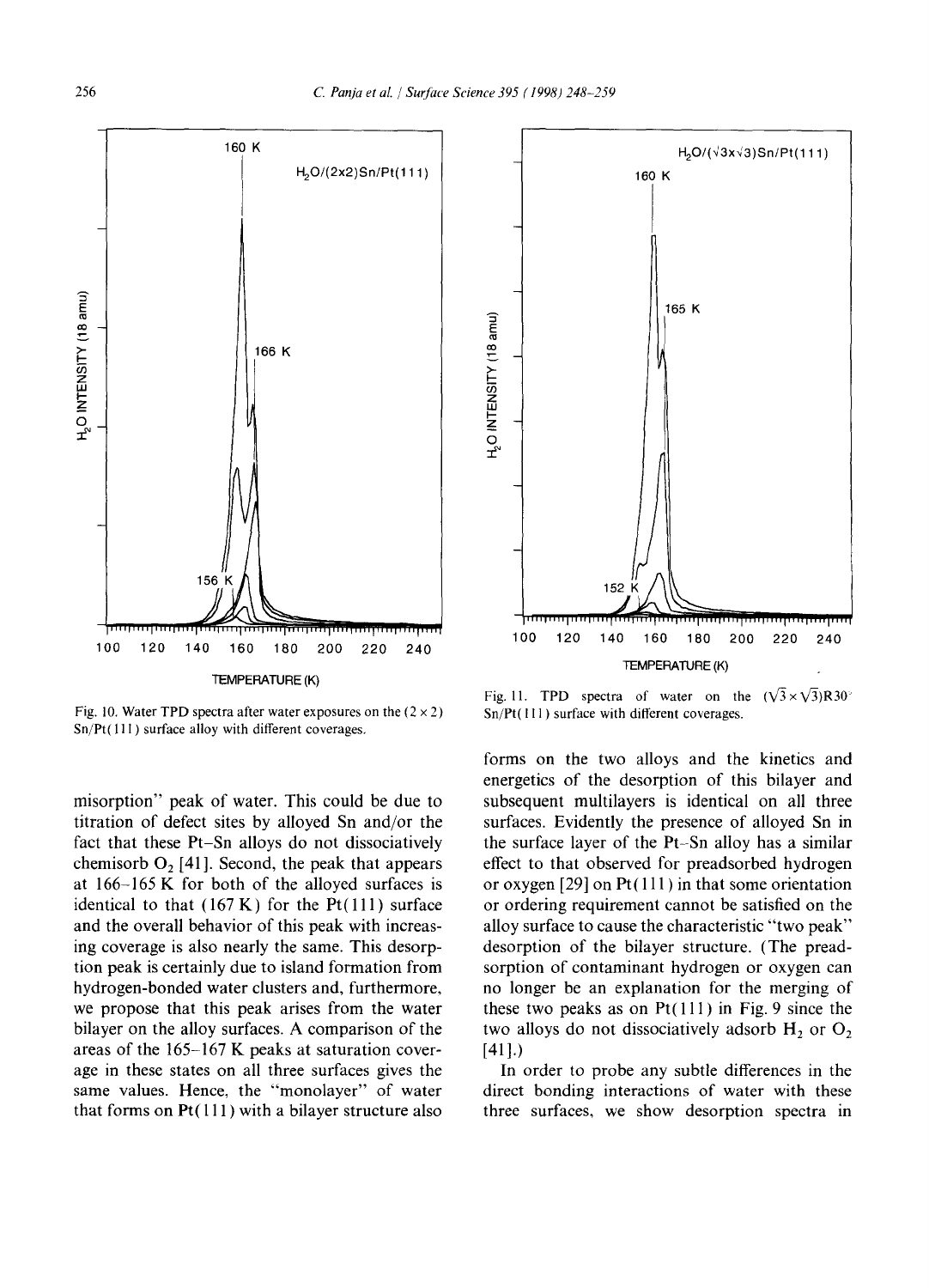Fig. 10. Water TPD spectra after water exposures on the (2 × 2) Sn/Pt(111) surface alloy with different coverages.

Fig. 11. TPD spectra of water on the $(\sqrt{3}\times\sqrt{3})R30°$ Sn/Pt(111) surface with different coverages.

misorption" peak of water. This could be due to titration of defect sites by alloyed Sn and/or the fact that these Pt–Sn alloys do not dissociatively chemisorb $O_2$ [41]. Second, the peak that appears at 166–165 K for both of the alloyed surfaces is identical to that (167 K) for the Pt(111) surface and the overall behavior of this peak with increasing coverage is also nearly the same. This desorption peak is certainly due to island formation from hydrogen-bonded water clusters and, furthermore, we propose that this peak arises from the water bilayer on the alloy surfaces. A comparison of the areas of the 165–167 K peaks at saturation coverage in these states on all three surfaces gives the same values. Hence, the "monolayer" of water that forms on Pt(111) with a bilayer structure also forms on the two alloys and the kinetics and energetics of the desorption of this bilayer and subsequent multilayers is identical on all three surfaces. Evidently the presence of alloyed Sn in the surface layer of the Pt–Sn alloy has a similar effect to that observed for preadsorbed hydrogen or oxygen [29] on Pt(111) in that some orientation or ordering requirement cannot be satisfied on the alloy surface to cause the characteristic "two peak" desorption of the bilayer structure. (The preadsorption of contaminant hydrogen or oxygen can no longer be an explanation for the merging of these two peaks as on Pt(111) in Fig. 9 since the two alloys do not dissociatively adsorb $H_2$ or $O_2$ [41].)

In order to probe any subtle differences in the direct bonding interactions of water with these three surfaces, we show desorption spectra in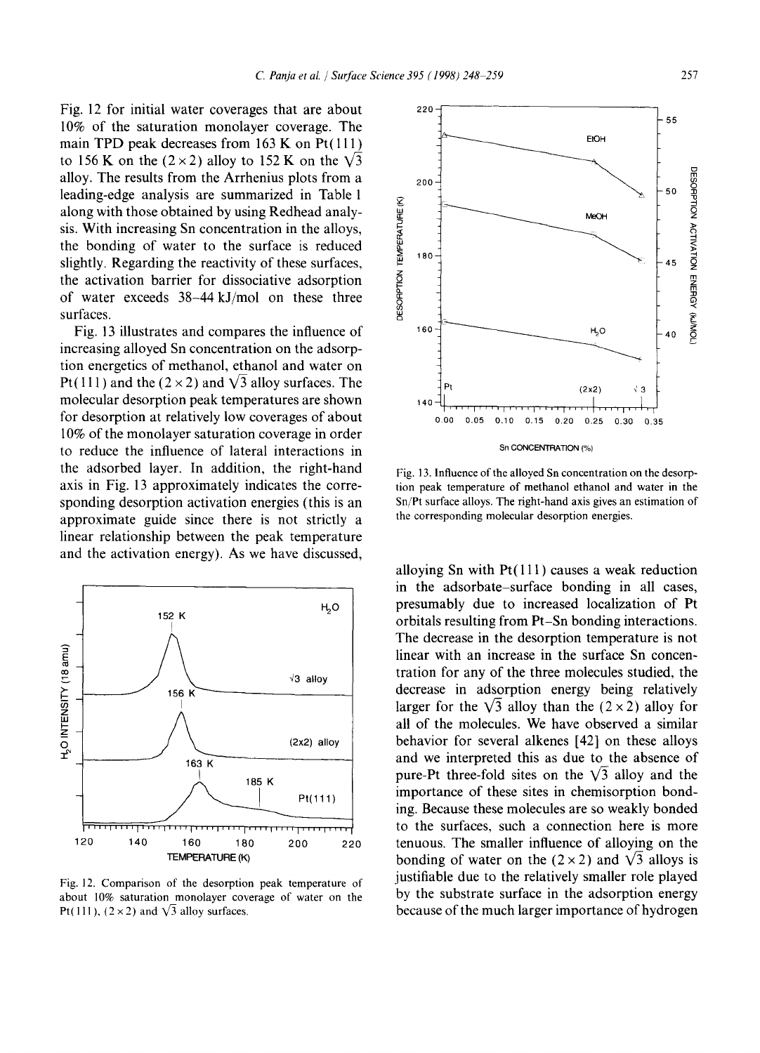Fig. 12 for initial water coverages that are about 10% of the saturation monolayer coverage. The main TPD peak decreases from 163 K on Pt(111) to 156 K on the (2×2) alloy to 152 K on the $\sqrt{3}$ alloy. The results from the Arrhenius plots from a leading-edge analysis are summarized in Table 1 along with those obtained by using Redhead analysis. With increasing Sn concentration in the alloys, the bonding of water to the surface is reduced slightly. Regarding the reactivity of these surfaces, the activation barrier for dissociative adsorption of water exceeds 38–44 kJ/mol on these three surfaces.

Fig. 13 illustrates and compares the influence of increasing alloyed Sn concentration on the adsorption energetics of methanol, ethanol and water on Pt(111) and the (2×2) and $\sqrt{3}$ alloy surfaces. The molecular desorption peak temperatures are shown for desorption at relatively low coverages of about 10% of the monolayer saturation coverage in order to reduce the influence of lateral interactions in the adsorbed layer. In addition, the right-hand axis in Fig. 13 approximately indicates the corresponding desorption activation energies (this is an approximate guide since there is not strictly a linear relationship between the peak temperature and the activation energy). As we have discussed,

Fig. 12. Comparison of the desorption peak temperature of about 10% saturation monolayer coverage of water on the Pt(111), (2×2) and $\sqrt{3}$ alloy surfaces.

Fig. 13. Influence of the alloyed Sn concentration on the desorption peak temperature of methanol ethanol and water in the Sn/Pt surface alloys. The right-hand axis gives an estimation of the corresponding molecular desorption energies.

alloying Sn with Pt(111) causes a weak reduction in the adsorbate–surface bonding in all cases, presumably due to increased localization of Pt orbitals resulting from Pt–Sn bonding interactions. The decrease in the desorption temperature is not linear with an increase in the surface Sn concentration for any of the three molecules studied, the decrease in adsorption energy being relatively larger for the $\sqrt{3}$ alloy than the (2×2) alloy for all of the molecules. We have observed a similar behavior for several alkenes [42] on these alloys and we interpreted this as due to the absence of pure-Pt three-fold sites on the $\sqrt{3}$ alloy and the importance of these sites in chemisorption bonding. Because these molecules are so weakly bonded to the surfaces, such a connection here is more tenuous. The smaller influence of alloying on the bonding of water on the (2×2) and $\sqrt{3}$ alloys is justifiable due to the relatively smaller role played by the substrate surface in the adsorption energy because of the much larger importance of hydrogen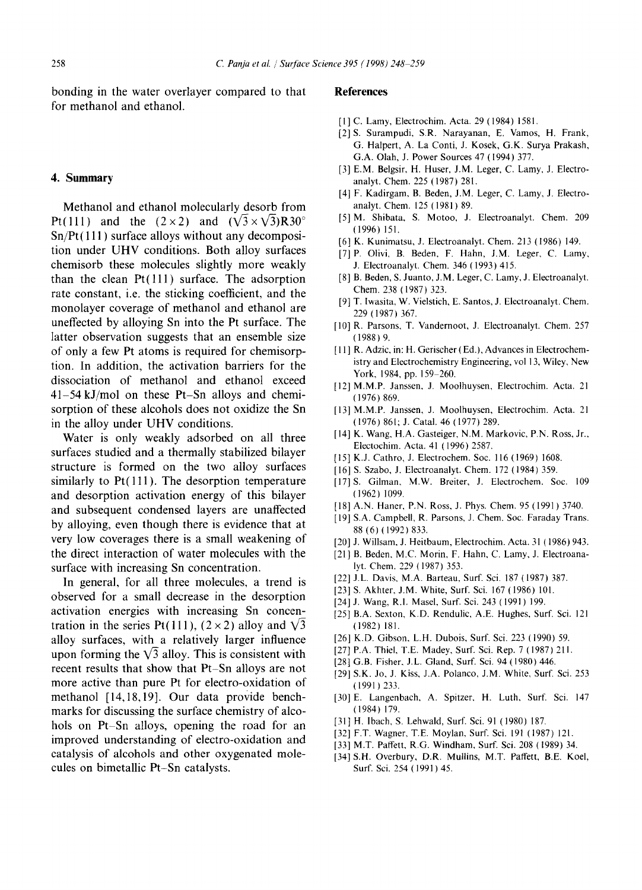bonding in the water overlayer compared to that for methanol and ethanol.

## 4. Summary

Methanol and ethanol molecularly desorb from Pt(111) and the $(2\times2)$ and $(\sqrt{3}\times\sqrt{3})R30^\circ$ Sn/Pt(111) surface alloys without any decomposition under UHV conditions. Both alloy surfaces chemisorb these molecules slightly more weakly than the clean Pt(111) surface. The adsorption rate constant, i.e. the sticking coefficient, and the monolayer coverage of methanol and ethanol are uneffected by alloying Sn into the Pt surface. The latter observation suggests that an ensemble size of only a few Pt atoms is required for chemisorption. In addition, the activation barriers for the dissociation of methanol and ethanol exceed 41–54 kJ/mol on these Pt–Sn alloys and chemisorption of these alcohols does not oxidize the Sn in the alloy under UHV conditions.

Water is only weakly adsorbed on all three surfaces studied and a thermally stabilized bilayer structure is formed on the two alloy surfaces similarly to Pt(111). The desorption temperature and desorption activation energy of this bilayer and subsequent condensed layers are unaffected by alloying, even though there is evidence that at very low coverages there is a small weakening of the direct interaction of water molecules with the surface with increasing Sn concentration.

In general, for all three molecules, a trend is observed for a small decrease in the desorption activation energies with increasing Sn concentration in the series Pt(111), $(2\times2)$ alloy and $\sqrt{3}$ alloy surfaces, with a relatively larger influence upon forming the $\sqrt{3}$ alloy. This is consistent with recent results that show that Pt–Sn alloys are not more active than pure Pt for electro-oxidation of methanol [14,18,19]. Our data provide benchmarks for discussing the surface chemistry of alcohols on Pt–Sn alloys, opening the road for an improved understanding of electro-oxidation and catalysis of alcohols and other oxygenated molecules on bimetallic Pt–Sn catalysts.

## References

[1] C. Lamy, Electrochim. Acta. 29 (1984) 1581.
[2] S. Surampudi, S.R. Narayanan, E. Vamos, H. Frank, G. Halpert, A. La Conti, J. Kosek, G.K. Surya Prakash, G.A. Olah, J. Power Sources 47 (1994) 377.
[3] E.M. Belgsir, H. Huser, J.M. Leger, C. Lamy, J. Electroanalyt. Chem. 225 (1987) 281.
[4] F. Kadirgam, B. Beden, J.M. Leger, C. Lamy, J. Electroanalyt. Chem. 125 (1981) 89.
[5] M. Shibata, S. Motoo, J. Electroanalyt. Chem. 209 (1996) 151.
[6] K. Kunimatsu, J. Electroanalyt. Chem. 213 (1986) 149.
[7] P. Olivi, B. Beden, F. Hahn, J.M. Leger, C. Lamy, J. Electroanalyt. Chem. 346 (1993) 415.
[8] B. Beden, S. Juanto, J.M. Leger, C. Lamy, J. Electroanalyt. Chem. 238 (1987) 323.
[9] T. Iwasita, W. Vielstich, E. Santos, J. Electroanalyt. Chem. 229 (1987) 367.
[10] R. Parsons, T. Vandernoot, J. Electroanalyt. Chem. 257 (1988) 9.
[11] R. Adzic, in: H. Gerischer (Ed.), Advances in Electrochemistry and Electrochemistry Engineering, vol 13, Wiley, New York, 1984, pp. 159–260.
[12] M.M.P. Janssen, J. Moolhuysen, Electrochim. Acta. 21 (1976) 869.
[13] M.M.P. Janssen, J. Moolhuysen, Electrochim. Acta. 21 (1976) 861; J. Catal. 46 (1977) 289.
[14] K. Wang, H.A. Gasteiger, N.M. Markovic, P.N. Ross, Jr., Electochim. Acta. 41 (1996) 2587.
[15] K.J. Cathro, J. Electrochem. Soc. 116 (1969) 1608.
[16] S. Szabo, J. Electroanalyt. Chem. 172 (1984) 359.
[17] S. Gilman, M.W. Breiter, J. Electrochem. Soc. 109 (1962) 1099.
[18] A.N. Haner, P.N. Ross, J. Phys. Chem. 95 (1991) 3740.
[19] S.A. Campbell, R. Parsons, J. Chem. Soc. Faraday Trans. 88 (6) (1992) 833.
[20] J. Willsam, J. Heitbaum, Electrochim. Acta. 31 (1986) 943.
[21] B. Beden, M.C. Morin, F. Hahn, C. Lamy, J. Electroanalyt. Chem. 229 (1987) 353.
[22] J.L. Davis, M.A. Barteau, Surf. Sci. 187 (1987) 387.
[23] S. Akhter, J.M. White, Surf. Sci. 167 (1986) 101.
[24] J. Wang, R.I. Masel, Surf. Sci. 243 (1991) 199.
[25] B.A. Sexton, K.D. Rendulic, A.E. Hughes, Surf. Sci. 121 (1982) 181.
[26] K.D. Gibson, L.H. Dubois, Surf. Sci. 223 (1990) 59.
[27] P.A. Thiel, T.E. Madey, Surf. Sci. Rep. 7 (1987) 211.
[28] G.B. Fisher, J.L. Gland, Surf. Sci. 94 (1980) 446.
[29] S.K. Jo, J. Kiss, J.A. Polanco, J.M. White, Surf. Sci. 253 (1991) 233.
[30] E. Langenbach, A. Spitzer, H. Luth, Surf. Sci. 147 (1984) 179.
[31] H. Ibach, S. Lehwald, Surf. Sci. 91 (1980) 187.
[32] F.T. Wagner, T.E. Moylan, Surf. Sci. 191 (1987) 121.
[33] M.T. Paffett, R.G. Windham, Surf. Sci. 208 (1989) 34.
[34] S.H. Overbury, D.R. Mullins, M.T. Paffett, B.E. Koel, Surf. Sci. 254 (1991) 45.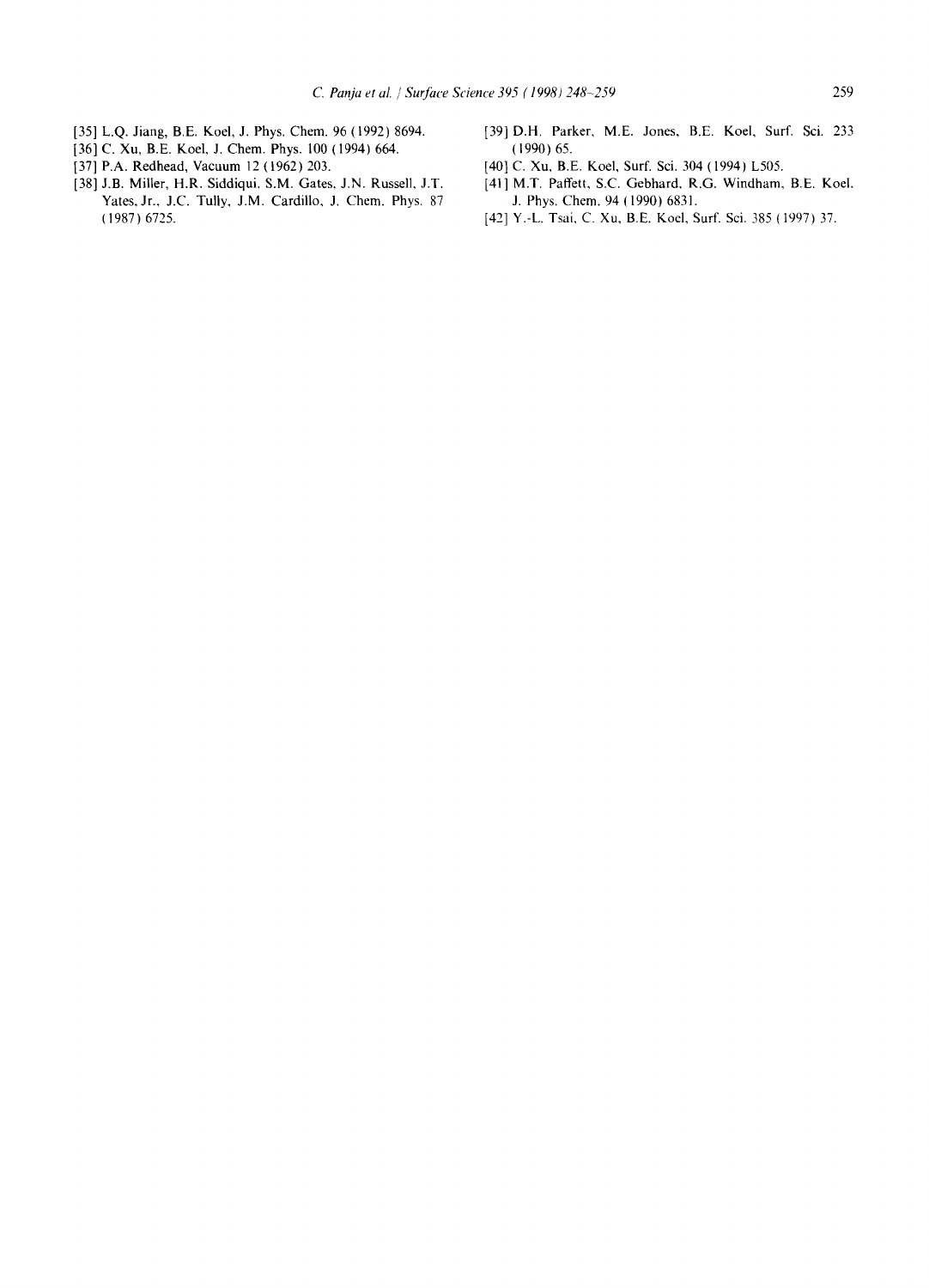[35] L.Q. Jiang, B.E. Koel, J. Phys. Chem. 96 (1992) 8694.

[36] C. Xu, B.E. Koel, J. Chem. Phys. 100 (1994) 664.

[37] P.A. Redhead, Vacuum 12 (1962) 203.

[38] J.B. Miller, H.R. Siddiqui, S.M. Gates, J.N. Russell, J.T. Yates, Jr., J.C. Tully, J.M. Cardillo, J. Chem. Phys. 87 (1987) 6725.

[39] D.H. Parker, M.E. Jones, B.E. Koel, Surf. Sci. 233 (1990) 65.

[40] C. Xu, B.E. Koel, Surf. Sci. 304 (1994) L505.

[41] M.T. Paffett, S.C. Gebhard, R.G. Windham, B.E. Koel, J. Phys. Chem. 94 (1990) 6831.

[42] Y.-L. Tsai, C. Xu, B.E. Koel, Surf. Sci. 385 (1997) 37.